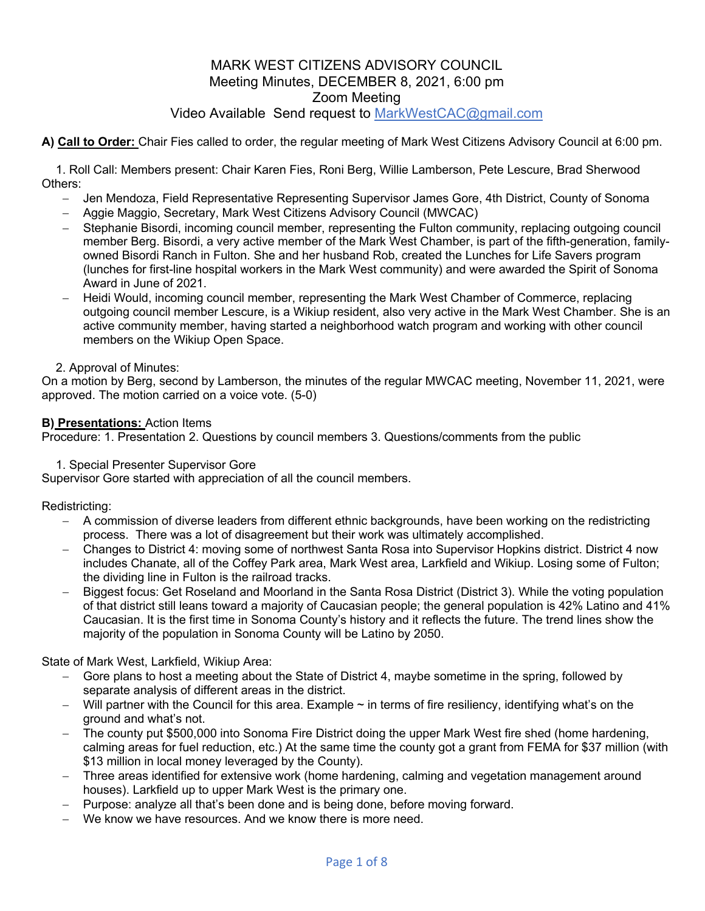# MARK WEST CITIZENS ADVISORY COUNCIL
Meeting Minutes, DECEMBER 8, 2021, 6:00 pm
Zoom Meeting
Video Available Send request to MarkWestCAC@gmail.com

**A) Call to Order:** Chair Fies called to order, the regular meeting of Mark West Citizens Advisory Council at 6:00 pm.

1. Roll Call: Members present: Chair Karen Fies, Roni Berg, Willie Lamberson, Pete Lescure, Brad Sherwood

Others:

- Jen Mendoza, Field Representative Representing Supervisor James Gore, 4th District, County of Sonoma
- Aggie Maggio, Secretary, Mark West Citizens Advisory Council (MWCAC)
- Stephanie Bisordi, incoming council member, representing the Fulton community, replacing outgoing council member Berg. Bisordi, a very active member of the Mark West Chamber, is part of the fifth-generation, family-owned Bisordi Ranch in Fulton. She and her husband Rob, created the Lunches for Life Savers program (lunches for first-line hospital workers in the Mark West community) and were awarded the Spirit of Sonoma Award in June of 2021.
- Heidi Would, incoming council member, representing the Mark West Chamber of Commerce, replacing outgoing council member Lescure, is a Wikiup resident, also very active in the Mark West Chamber. She is an active community member, having started a neighborhood watch program and working with other council members on the Wikiup Open Space.

2. Approval of Minutes:

On a motion by Berg, second by Lamberson, the minutes of the regular MWCAC meeting, November 11, 2021, were approved. The motion carried on a voice vote. (5-0)

**B) Presentations:** Action Items

Procedure: 1. Presentation 2. Questions by council members 3. Questions/comments from the public

1. Special Presenter Supervisor Gore

Supervisor Gore started with appreciation of all the council members.

Redistricting:

- A commission of diverse leaders from different ethnic backgrounds, have been working on the redistricting process. There was a lot of disagreement but their work was ultimately accomplished.
- Changes to District 4: moving some of northwest Santa Rosa into Supervisor Hopkins district. District 4 now includes Chanate, all of the Coffey Park area, Mark West area, Larkfield and Wikiup. Losing some of Fulton; the dividing line in Fulton is the railroad tracks.
- Biggest focus: Get Roseland and Moorland in the Santa Rosa District (District 3). While the voting population of that district still leans toward a majority of Caucasian people; the general population is 42% Latino and 41% Caucasian. It is the first time in Sonoma County's history and it reflects the future. The trend lines show the majority of the population in Sonoma County will be Latino by 2050.

State of Mark West, Larkfield, Wikiup Area:

- Gore plans to host a meeting about the State of District 4, maybe sometime in the spring, followed by separate analysis of different areas in the district.
- Will partner with the Council for this area. Example ~ in terms of fire resiliency, identifying what's on the ground and what's not.
- The county put $500,000 into Sonoma Fire District doing the upper Mark West fire shed (home hardening, calming areas for fuel reduction, etc.) At the same time the county got a grant from FEMA for $37 million (with $13 million in local money leveraged by the County).
- Three areas identified for extensive work (home hardening, calming and vegetation management around houses). Larkfield up to upper Mark West is the primary one.
- Purpose: analyze all that's been done and is being done, before moving forward.
- We know we have resources. And we know there is more need.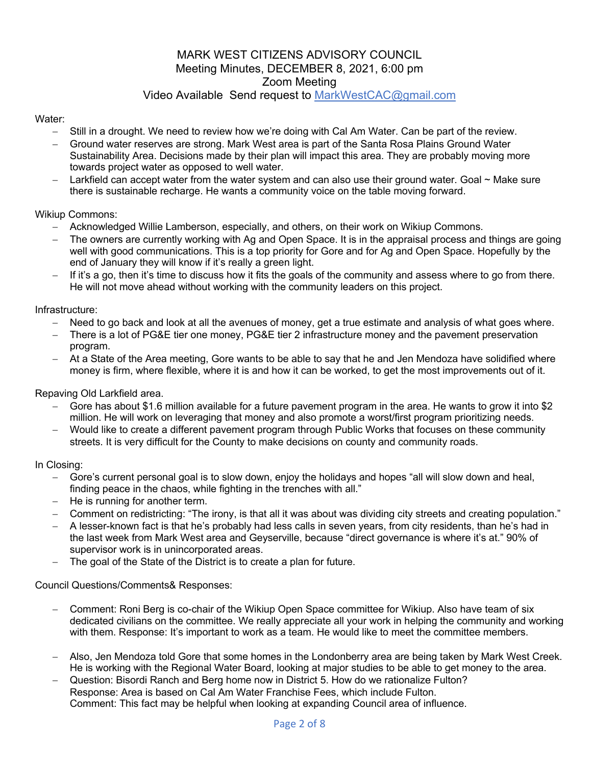# MARK WEST CITIZENS ADVISORY COUNCIL
## Meeting Minutes, DECEMBER 8, 2021, 6:00 pm
## Zoom Meeting
## Video Available Send request to MarkWestCAC@gmail.com

Water:

- Still in a drought. We need to review how we're doing with Cal Am Water. Can be part of the review.
- Ground water reserves are strong. Mark West area is part of the Santa Rosa Plains Ground Water Sustainability Area. Decisions made by their plan will impact this area. They are probably moving more towards project water as opposed to well water.
- Larkfield can accept water from the water system and can also use their ground water. Goal ~ Make sure there is sustainable recharge. He wants a community voice on the table moving forward.

Wikiup Commons:

- Acknowledged Willie Lamberson, especially, and others, on their work on Wikiup Commons.
- The owners are currently working with Ag and Open Space. It is in the appraisal process and things are going well with good communications. This is a top priority for Gore and for Ag and Open Space. Hopefully by the end of January they will know if it's really a green light.
- If it's a go, then it's time to discuss how it fits the goals of the community and assess where to go from there. He will not move ahead without working with the community leaders on this project.

Infrastructure:

- Need to go back and look at all the avenues of money, get a true estimate and analysis of what goes where.
- There is a lot of PG&E tier one money, PG&E tier 2 infrastructure money and the pavement preservation program.
- At a State of the Area meeting, Gore wants to be able to say that he and Jen Mendoza have solidified where money is firm, where flexible, where it is and how it can be worked, to get the most improvements out of it.

Repaving Old Larkfield area.

- Gore has about $1.6 million available for a future pavement program in the area. He wants to grow it into $2 million. He will work on leveraging that money and also promote a worst/first program prioritizing needs.
- Would like to create a different pavement program through Public Works that focuses on these community streets. It is very difficult for the County to make decisions on county and community roads.

In Closing:

- Gore's current personal goal is to slow down, enjoy the holidays and hopes "all will slow down and heal, finding peace in the chaos, while fighting in the trenches with all."
- He is running for another term.
- Comment on redistricting: "The irony, is that all it was about was dividing city streets and creating population."
- A lesser-known fact is that he's probably had less calls in seven years, from city residents, than he's had in the last week from Mark West area and Geyserville, because "direct governance is where it's at." 90% of supervisor work is in unincorporated areas.
- The goal of the State of the District is to create a plan for future.

Council Questions/Comments& Responses:

- Comment: Roni Berg is co-chair of the Wikiup Open Space committee for Wikiup. Also have team of six dedicated civilians on the committee. We really appreciate all your work in helping the community and working with them. Response: It's important to work as a team. He would like to meet the committee members.
- Also, Jen Mendoza told Gore that some homes in the Londonberry area are being taken by Mark West Creek. He is working with the Regional Water Board, looking at major studies to be able to get money to the area.
- Question: Bisordi Ranch and Berg home now in District 5. How do we rationalize Fulton?
  Response: Area is based on Cal Am Water Franchise Fees, which include Fulton.
  Comment: This fact may be helpful when looking at expanding Council area of influence.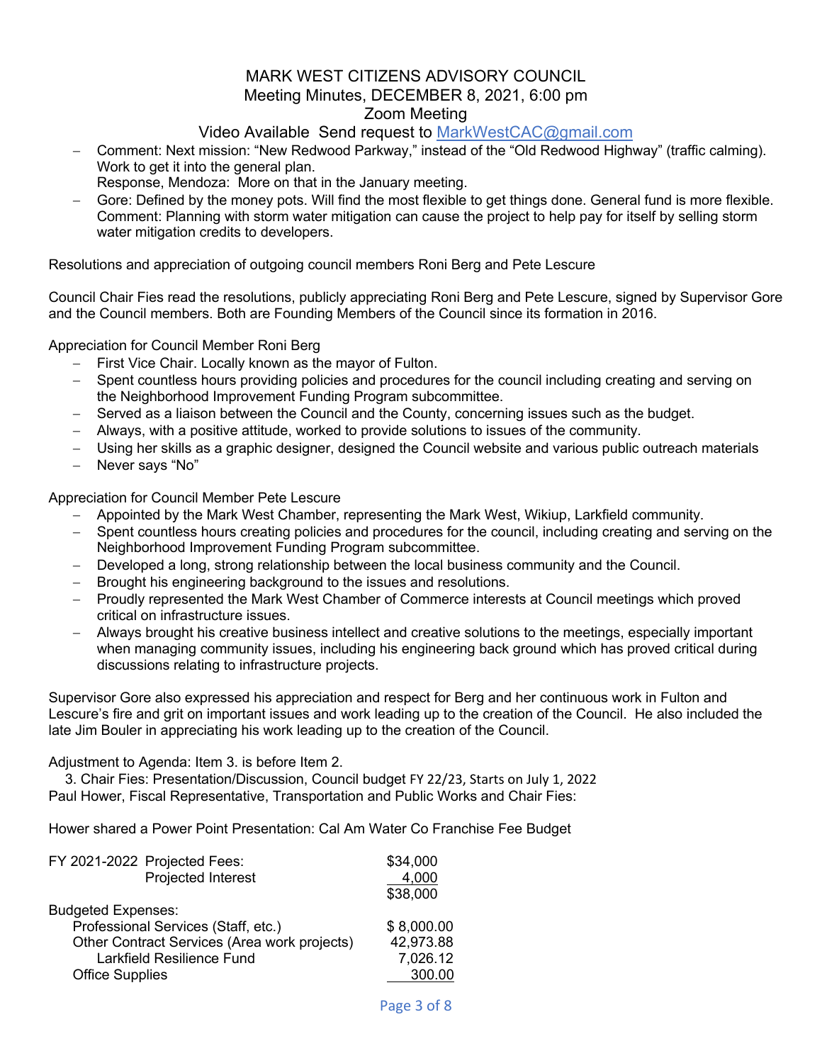# MARK WEST CITIZENS ADVISORY COUNCIL

Meeting Minutes, DECEMBER 8, 2021, 6:00 pm

Zoom Meeting

Video Available Send request to MarkWestCAC@gmail.com

- Comment: Next mission: "New Redwood Parkway," instead of the "Old Redwood Highway" (traffic calming). Work to get it into the general plan.
  Response, Mendoza: More on that in the January meeting.
- Gore: Defined by the money pots. Will find the most flexible to get things done. General fund is more flexible.
  Comment: Planning with storm water mitigation can cause the project to help pay for itself by selling storm water mitigation credits to developers.

Resolutions and appreciation of outgoing council members Roni Berg and Pete Lescure

Council Chair Fies read the resolutions, publicly appreciating Roni Berg and Pete Lescure, signed by Supervisor Gore and the Council members. Both are Founding Members of the Council since its formation in 2016.

Appreciation for Council Member Roni Berg

- First Vice Chair. Locally known as the mayor of Fulton.
- Spent countless hours providing policies and procedures for the council including creating and serving on the Neighborhood Improvement Funding Program subcommittee.
- Served as a liaison between the Council and the County, concerning issues such as the budget.
- Always, with a positive attitude, worked to provide solutions to issues of the community.
- Using her skills as a graphic designer, designed the Council website and various public outreach materials
- Never says "No"

Appreciation for Council Member Pete Lescure

- Appointed by the Mark West Chamber, representing the Mark West, Wikiup, Larkfield community.
- Spent countless hours creating policies and procedures for the council, including creating and serving on the Neighborhood Improvement Funding Program subcommittee.
- Developed a long, strong relationship between the local business community and the Council.
- Brought his engineering background to the issues and resolutions.
- Proudly represented the Mark West Chamber of Commerce interests at Council meetings which proved critical on infrastructure issues.
- Always brought his creative business intellect and creative solutions to the meetings, especially important when managing community issues, including his engineering back ground which has proved critical during discussions relating to infrastructure projects.

Supervisor Gore also expressed his appreciation and respect for Berg and her continuous work in Fulton and Lescure's fire and grit on important issues and work leading up to the creation of the Council. He also included the late Jim Bouler in appreciating his work leading up to the creation of the Council.

Adjustment to Agenda: Item 3. is before Item 2.

3. Chair Fies: Presentation/Discussion, Council budget FY 22/23, Starts on July 1, 2022

Paul Hower, Fiscal Representative, Transportation and Public Works and Chair Fies:

Hower shared a Power Point Presentation: Cal Am Water Co Franchise Fee Budget

| | |
|---|---|
| FY 2021-2022 Projected Fees: | $34,000 |
| Projected Interest | 4,000 |
| | $38,000 |
| Budgeted Expenses: | |
| Professional Services (Staff, etc.) | $ 8,000.00 |
| Other Contract Services (Area work projects) | 42,973.88 |
| Larkfield Resilience Fund | 7,026.12 |
| Office Supplies | 300.00 |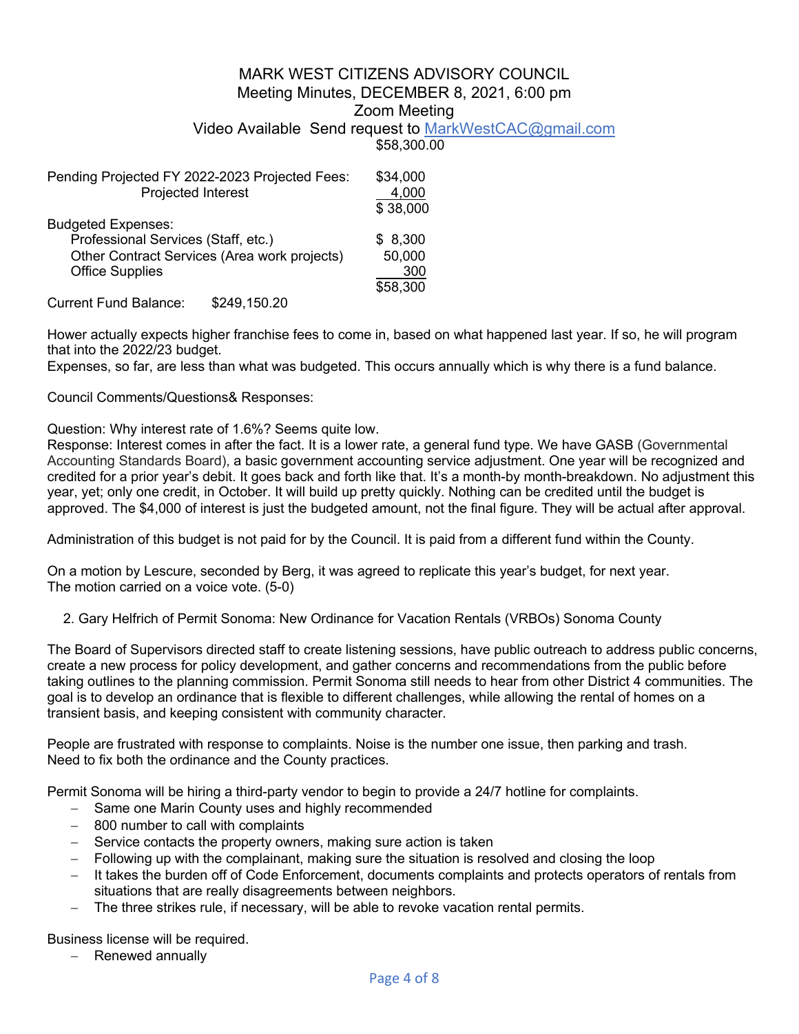MARK WEST CITIZENS ADVISORY COUNCIL
Meeting Minutes, DECEMBER 8, 2021, 6:00 pm
Zoom Meeting
Video Available Send request to MarkWestCAC@gmail.com

$58,300.00

| | |
|---|---|
| Pending Projected FY 2022-2023 Projected Fees: | $34,000 |
| Projected Interest | 4,000 |
| | $ 38,000 |
| Budgeted Expenses: | |
| Professional Services (Staff, etc.) | $ 8,300 |
| Other Contract Services (Area work projects) | 50,000 |
| Office Supplies | 300 |
| | $58,300 |

Current Fund Balance: $249,150.20

Hower actually expects higher franchise fees to come in, based on what happened last year. If so, he will program that into the 2022/23 budget.
Expenses, so far, are less than what was budgeted. This occurs annually which is why there is a fund balance.

Council Comments/Questions& Responses:

Question: Why interest rate of 1.6%? Seems quite low.
Response: Interest comes in after the fact. It is a lower rate, a general fund type. We have GASB (Governmental Accounting Standards Board), a basic government accounting service adjustment. One year will be recognized and credited for a prior year's debit. It goes back and forth like that. It's a month-by month-breakdown. No adjustment this year, yet; only one credit, in October. It will build up pretty quickly. Nothing can be credited until the budget is approved. The $4,000 of interest is just the budgeted amount, not the final figure. They will be actual after approval.

Administration of this budget is not paid for by the Council. It is paid from a different fund within the County.

On a motion by Lescure, seconded by Berg, it was agreed to replicate this year's budget, for next year.
The motion carried on a voice vote. (5-0)

2. Gary Helfrich of Permit Sonoma: New Ordinance for Vacation Rentals (VRBOs) Sonoma County

The Board of Supervisors directed staff to create listening sessions, have public outreach to address public concerns, create a new process for policy development, and gather concerns and recommendations from the public before taking outlines to the planning commission. Permit Sonoma still needs to hear from other District 4 communities. The goal is to develop an ordinance that is flexible to different challenges, while allowing the rental of homes on a transient basis, and keeping consistent with community character.

People are frustrated with response to complaints. Noise is the number one issue, then parking and trash.
Need to fix both the ordinance and the County practices.

Permit Sonoma will be hiring a third-party vendor to begin to provide a 24/7 hotline for complaints.

- Same one Marin County uses and highly recommended
- 800 number to call with complaints
- Service contacts the property owners, making sure action is taken
- Following up with the complainant, making sure the situation is resolved and closing the loop
- It takes the burden off of Code Enforcement, documents complaints and protects operators of rentals from situations that are really disagreements between neighbors.
- The three strikes rule, if necessary, will be able to revoke vacation rental permits.

Business license will be required.

- Renewed annually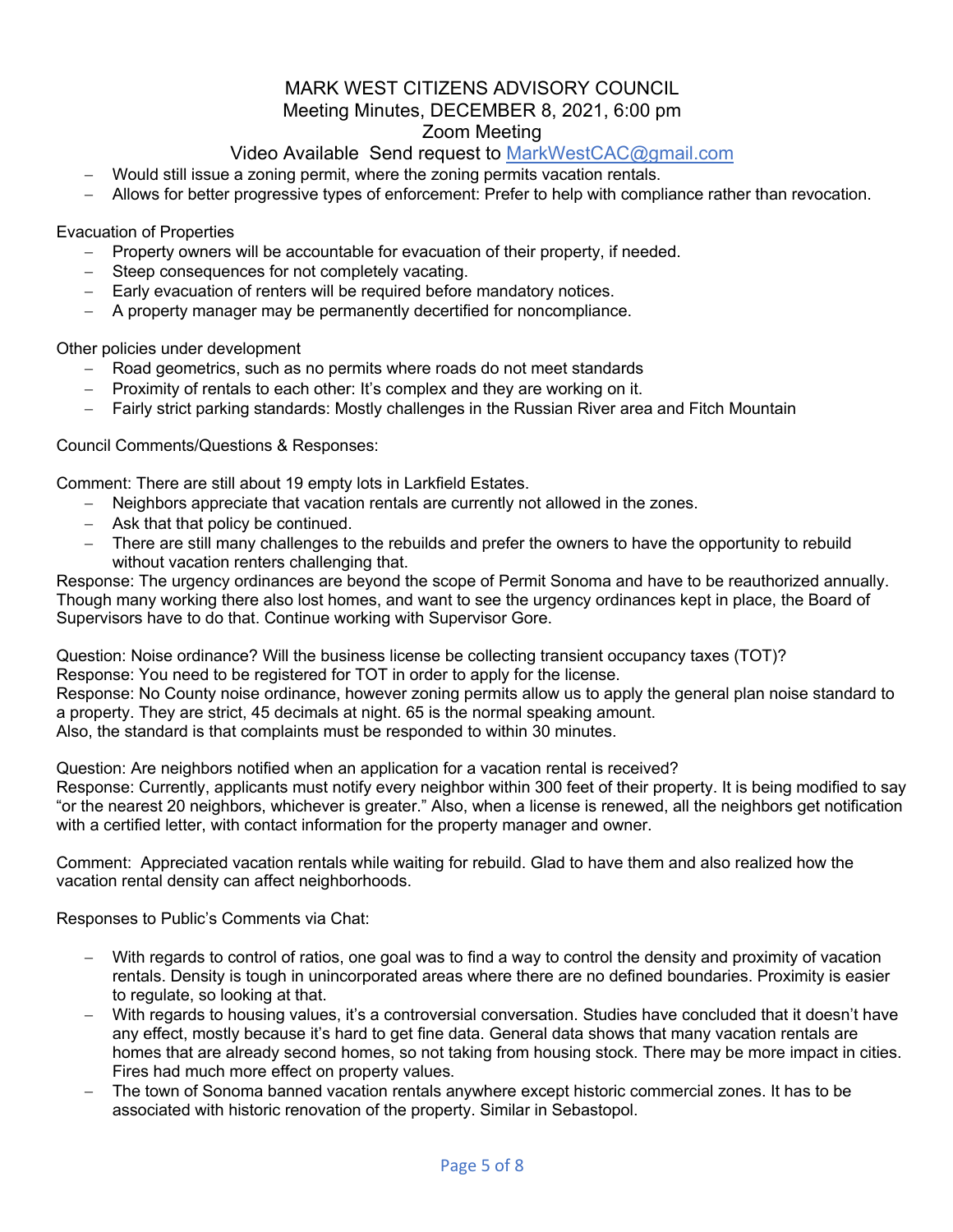- Would still issue a zoning permit, where the zoning permits vacation rentals.
- Allows for better progressive types of enforcement: Prefer to help with compliance rather than revocation.

Evacuation of Properties

- Property owners will be accountable for evacuation of their property, if needed.
- Steep consequences for not completely vacating.
- Early evacuation of renters will be required before mandatory notices.
- A property manager may be permanently decertified for noncompliance.

Other policies under development

- Road geometrics, such as no permits where roads do not meet standards
- Proximity of rentals to each other: It's complex and they are working on it.
- Fairly strict parking standards: Mostly challenges in the Russian River area and Fitch Mountain

Council Comments/Questions & Responses:

Comment: There are still about 19 empty lots in Larkfield Estates.

- Neighbors appreciate that vacation rentals are currently not allowed in the zones.
- Ask that that policy be continued.
- There are still many challenges to the rebuilds and prefer the owners to have the opportunity to rebuild without vacation renters challenging that.

Response: The urgency ordinances are beyond the scope of Permit Sonoma and have to be reauthorized annually. Though many working there also lost homes, and want to see the urgency ordinances kept in place, the Board of Supervisors have to do that. Continue working with Supervisor Gore.

Question: Noise ordinance? Will the business license be collecting transient occupancy taxes (TOT)?
Response: You need to be registered for TOT in order to apply for the license.
Response: No County noise ordinance, however zoning permits allow us to apply the general plan noise standard to a property. They are strict, 45 decimals at night. 65 is the normal speaking amount.
Also, the standard is that complaints must be responded to within 30 minutes.

Question: Are neighbors notified when an application for a vacation rental is received?
Response: Currently, applicants must notify every neighbor within 300 feet of their property. It is being modified to say "or the nearest 20 neighbors, whichever is greater." Also, when a license is renewed, all the neighbors get notification with a certified letter, with contact information for the property manager and owner.

Comment: Appreciated vacation rentals while waiting for rebuild. Glad to have them and also realized how the vacation rental density can affect neighborhoods.

Responses to Public's Comments via Chat:

- With regards to control of ratios, one goal was to find a way to control the density and proximity of vacation rentals. Density is tough in unincorporated areas where there are no defined boundaries. Proximity is easier to regulate, so looking at that.
- With regards to housing values, it's a controversial conversation. Studies have concluded that it doesn't have any effect, mostly because it's hard to get fine data. General data shows that many vacation rentals are homes that are already second homes, so not taking from housing stock. There may be more impact in cities. Fires had much more effect on property values.
- The town of Sonoma banned vacation rentals anywhere except historic commercial zones. It has to be associated with historic renovation of the property. Similar in Sebastopol.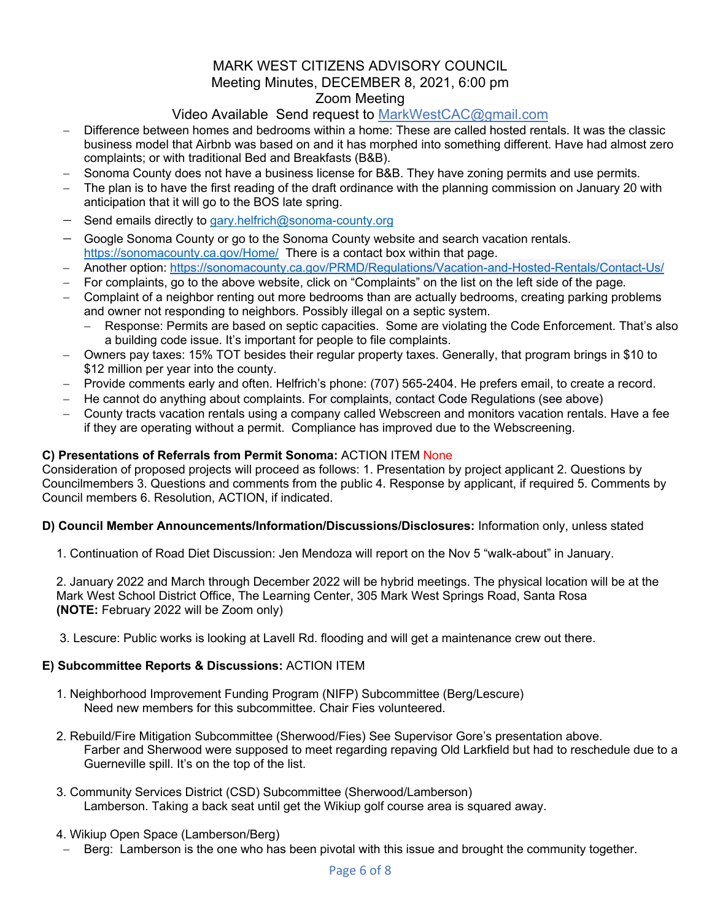MARK WEST CITIZENS ADVISORY COUNCIL
Meeting Minutes, DECEMBER 8, 2021, 6:00 pm
Zoom Meeting
Video Available Send request to MarkWestCAC@gmail.com

- Difference between homes and bedrooms within a home: These are called hosted rentals. It was the classic business model that Airbnb was based on and it has morphed into something different. Have had almost zero complaints; or with traditional Bed and Breakfasts (B&B).
- Sonoma County does not have a business license for B&B. They have zoning permits and use permits.
- The plan is to have the first reading of the draft ordinance with the planning commission on January 20 with anticipation that it will go to the BOS late spring.
- Send emails directly to gary.helfrich@sonoma-county.org
- Google Sonoma County or go to the Sonoma County website and search vacation rentals. https://sonomacounty.ca.gov/Home/ There is a contact box within that page.
- Another option: https://sonomacounty.ca.gov/PRMD/Regulations/Vacation-and-Hosted-Rentals/Contact-Us/
- For complaints, go to the above website, click on "Complaints" on the list on the left side of the page.
- Complaint of a neighbor renting out more bedrooms than are actually bedrooms, creating parking problems and owner not responding to neighbors. Possibly illegal on a septic system.
  - Response: Permits are based on septic capacities. Some are violating the Code Enforcement. That's also a building code issue. It's important for people to file complaints.
- Owners pay taxes: 15% TOT besides their regular property taxes. Generally, that program brings in $10 to $12 million per year into the county.
- Provide comments early and often. Helfrich's phone: (707) 565-2404. He prefers email, to create a record.
- He cannot do anything about complaints. For complaints, contact Code Regulations (see above)
- County tracts vacation rentals using a company called Webscreen and monitors vacation rentals. Have a fee if they are operating without a permit. Compliance has improved due to the Webscreening.

**C) Presentations of Referrals from Permit Sonoma:** ACTION ITEM None
Consideration of proposed projects will proceed as follows: 1. Presentation by project applicant 2. Questions by Councilmembers 3. Questions and comments from the public 4. Response by applicant, if required 5. Comments by Council members 6. Resolution, ACTION, if indicated.

**D) Council Member Announcements/Information/Discussions/Disclosures:** Information only, unless stated

1. Continuation of Road Diet Discussion: Jen Mendoza will report on the Nov 5 "walk-about" in January.

2. January 2022 and March through December 2022 will be hybrid meetings. The physical location will be at the Mark West School District Office, The Learning Center, 305 Mark West Springs Road, Santa Rosa
**(NOTE:** February 2022 will be Zoom only)

3. Lescure: Public works is looking at Lavell Rd. flooding and will get a maintenance crew out there.

**E) Subcommittee Reports & Discussions:** ACTION ITEM

1. Neighborhood Improvement Funding Program (NIFP) Subcommittee (Berg/Lescure)
   Need new members for this subcommittee. Chair Fies volunteered.

2. Rebuild/Fire Mitigation Subcommittee (Sherwood/Fies) See Supervisor Gore's presentation above.
   Farber and Sherwood were supposed to meet regarding repaving Old Larkfield but had to reschedule due to a Guerneville spill. It's on the top of the list.

3. Community Services District (CSD) Subcommittee (Sherwood/Lamberson)
   Lamberson. Taking a back seat until get the Wikiup golf course area is squared away.

4. Wikiup Open Space (Lamberson/Berg)
   - Berg: Lamberson is the one who has been pivotal with this issue and brought the community together.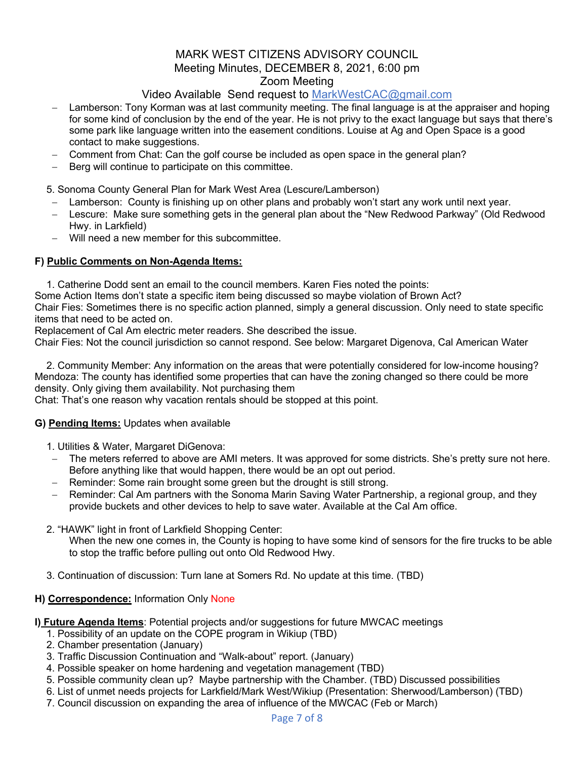MARK WEST CITIZENS ADVISORY COUNCIL
Meeting Minutes, DECEMBER 8, 2021, 6:00 pm
Zoom Meeting
Video Available Send request to MarkWestCAC@gmail.com

- Lamberson: Tony Korman was at last community meeting. The final language is at the appraiser and hoping for some kind of conclusion by the end of the year. He is not privy to the exact language but says that there's some park like language written into the easement conditions. Louise at Ag and Open Space is a good contact to make suggestions.
- Comment from Chat: Can the golf course be included as open space in the general plan?
- Berg will continue to participate on this committee.

5. Sonoma County General Plan for Mark West Area (Lescure/Lamberson)
   - Lamberson: County is finishing up on other plans and probably won't start any work until next year.
   - Lescure: Make sure something gets in the general plan about the "New Redwood Parkway" (Old Redwood Hwy. in Larkfield)
   - Will need a new member for this subcommittee.

**F) <u>Public Comments on Non-Agenda Items:</u>**

1. Catherine Dodd sent an email to the council members. Karen Fies noted the points:

Some Action Items don't state a specific item being discussed so maybe violation of Brown Act?
Chair Fies: Sometimes there is no specific action planned, simply a general discussion. Only need to state specific items that need to be acted on.
Replacement of Cal Am electric meter readers. She described the issue.
Chair Fies: Not the council jurisdiction so cannot respond. See below: Margaret Digenova, Cal American Water

2. Community Member: Any information on the areas that were potentially considered for low-income housing?

Mendoza: The county has identified some properties that can have the zoning changed so there could be more density. Only giving them availability. Not purchasing them
Chat: That's one reason why vacation rentals should be stopped at this point.

**G) <u>Pending Items:</u>** Updates when available

1. Utilities & Water, Margaret DiGenova:
   - The meters referred to above are AMI meters. It was approved for some districts. She's pretty sure not here. Before anything like that would happen, there would be an opt out period.
   - Reminder: Some rain brought some green but the drought is still strong.
   - Reminder: Cal Am partners with the Sonoma Marin Saving Water Partnership, a regional group, and they provide buckets and other devices to help to save water. Available at the Cal Am office.

2. "HAWK" light in front of Larkfield Shopping Center:
   When the new one comes in, the County is hoping to have some kind of sensors for the fire trucks to be able to stop the traffic before pulling out onto Old Redwood Hwy.

3. Continuation of discussion: Turn lane at Somers Rd. No update at this time. (TBD)

**H) <u>Correspondence:</u>** Information Only None

**I) <u>Future Agenda Items</u>**: Potential projects and/or suggestions for future MWCAC meetings

1. Possibility of an update on the COPE program in Wikiup (TBD)
2. Chamber presentation (January)
3. Traffic Discussion Continuation and "Walk-about" report. (January)
4. Possible speaker on home hardening and vegetation management (TBD)
5. Possible community clean up? Maybe partnership with the Chamber. (TBD) Discussed possibilities
6. List of unmet needs projects for Larkfield/Mark West/Wikiup (Presentation: Sherwood/Lamberson) (TBD)
7. Council discussion on expanding the area of influence of the MWCAC (Feb or March)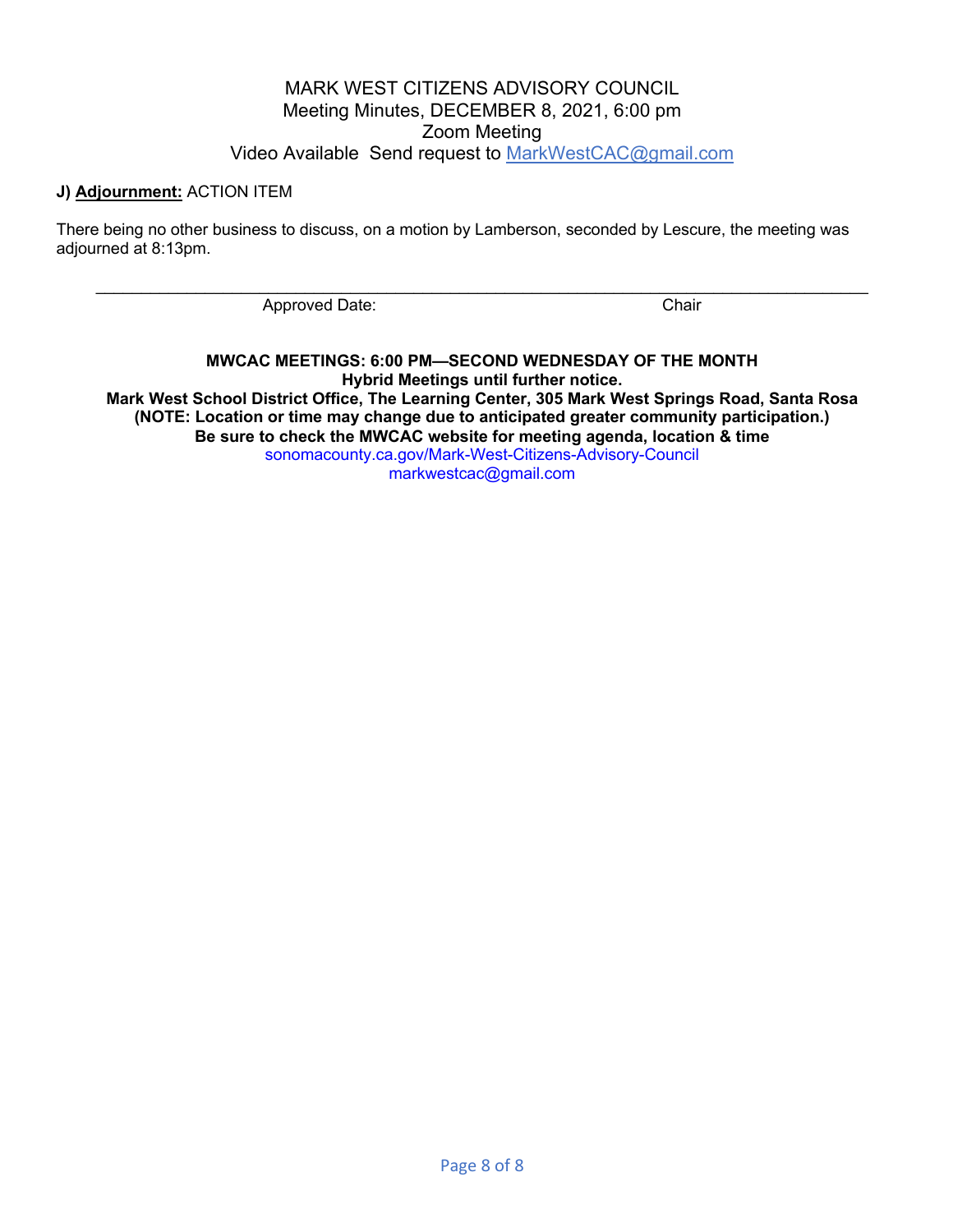MARK WEST CITIZENS ADVISORY COUNCIL
Meeting Minutes, DECEMBER 8, 2021, 6:00 pm
Zoom Meeting
Video Available Send request to MarkWestCAC@gmail.com

**J) Adjournment:** ACTION ITEM

There being no other business to discuss, on a motion by Lamberson, seconded by Lescure, the meeting was adjourned at 8:13pm.

\_\_\_\_\_\_\_\_\_\_\_\_\_\_\_\_\_\_\_\_\_\_\_\_\_\_\_\_\_\_\_\_\_\_\_\_\_\_\_\_\_\_\_\_\_\_\_\_\_\_\_\_\_\_\_\_\_\_\_\_\_\_\_\_\_\_\_\_\_\_\_\_

Approved Date: Chair

**MWCAC MEETINGS: 6:00 PM—SECOND WEDNESDAY OF THE MONTH**
**Hybrid Meetings until further notice.**
**Mark West School District Office, The Learning Center, 305 Mark West Springs Road, Santa Rosa**
**(NOTE: Location or time may change due to anticipated greater community participation.)**
**Be sure to check the MWCAC website for meeting agenda, location & time**
sonomacounty.ca.gov/Mark-West-Citizens-Advisory-Council
markwestcac@gmail.com